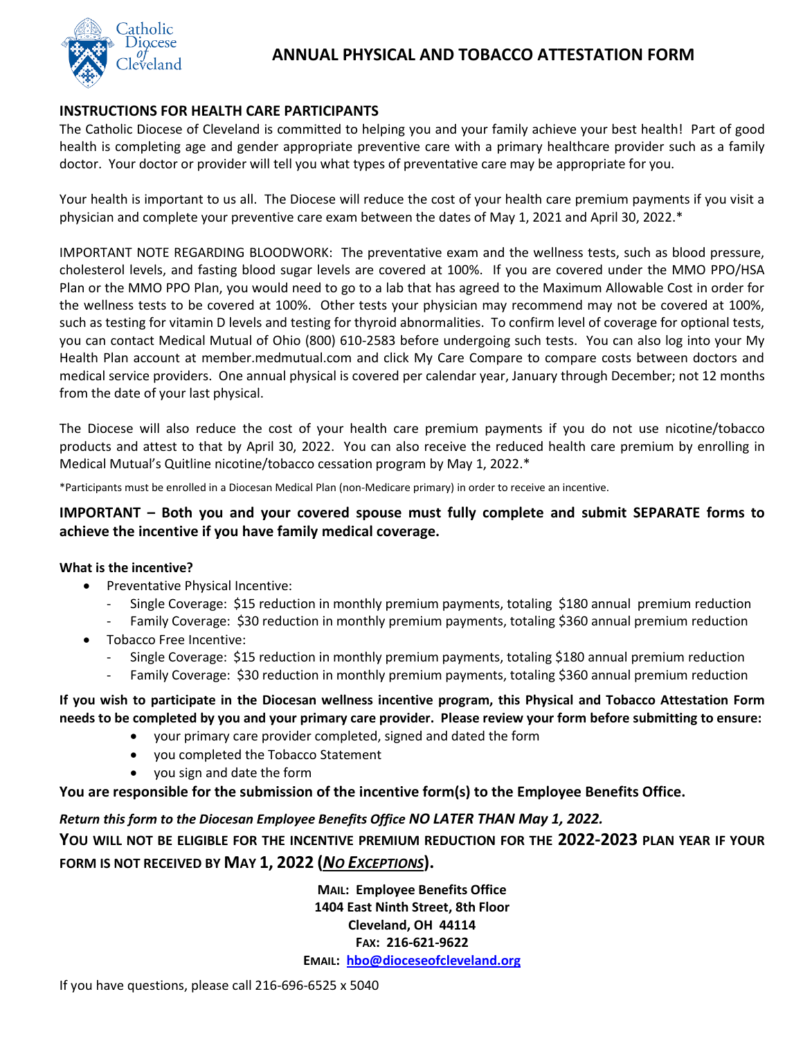# ANNUAL PHYSICAL AND TOBACCO ATTESTATION FORM

## INSTRUCTIONS FOR HEALTH CARE PARTICIPANTS

The Catholic Diocese of Cleveland is committed to helping you and your family achieve your best health! Part of good health is completing age and gender appropriate preventive care with a primary healthcare provider such as a family doctor. Your doctor or provider will tell you what types of preventative care may be appropriate for you.

Your health is important to us all. The Diocese will reduce the cost of your health care premium payments if you visit a physician and complete your preventive care exam between the dates of May 1, 2021 and April 30, 2022.*

IMPORTANT NOTE REGARDING BLOODWORK: The preventative exam and the wellness tests, such as blood pressure, cholesterol levels, and fasting blood sugar levels are covered at 100%. If you are covered under the MMO PPO/HSA Plan or the MMO PPO Plan, you would need to go to a lab that has agreed to the Maximum Allowable Cost in order for the wellness tests to be covered at 100%. Other tests your physician may recommend may not be covered at 100%, such as testing for vitamin D levels and testing for thyroid abnormalities. To confirm level of coverage for optional tests, you can contact Medical Mutual of Ohio (800) 610-2583 before undergoing such tests. You can also log into your My Health Plan account at member.medmutual.com and click My Care Compare to compare costs between doctors and medical service providers. One annual physical is covered per calendar year, January through December; not 12 months from the date of your last physical.

The Diocese will also reduce the cost of your health care premium payments if you do not use nicotine/tobacco products and attest to that by April 30, 2022. You can also receive the reduced health care premium by enrolling in Medical Mutual's Quitline nicotine/tobacco cessation program by May 1, 2022.*

*Participants must be enrolled in a Diocesan Medical Plan (non-Medicare primary) in order to receive an incentive.

**IMPORTANT – Both you and your covered spouse must fully complete and submit SEPARATE forms to achieve the incentive if you have family medical coverage.**

**What is the incentive?**

- Preventative Physical Incentive:
  - Single Coverage: $15 reduction in monthly premium payments, totaling $180 annual premium reduction
  - Family Coverage: $30 reduction in monthly premium payments, totaling $360 annual premium reduction
- Tobacco Free Incentive:
  - Single Coverage: $15 reduction in monthly premium payments, totaling $180 annual premium reduction
  - Family Coverage: $30 reduction in monthly premium payments, totaling $360 annual premium reduction

**If you wish to participate in the Diocesan wellness incentive program, this Physical and Tobacco Attestation Form needs to be completed by you and your primary care provider. Please review your form before submitting to ensure:**

- your primary care provider completed, signed and dated the form
- you completed the Tobacco Statement
- you sign and date the form

**You are responsible for the submission of the incentive form(s) to the Employee Benefits Office.**

***Return this form to the Diocesan Employee Benefits Office NO LATER THAN May 1, 2022.***

**YOU WILL NOT BE ELIGIBLE FOR THE INCENTIVE PREMIUM REDUCTION FOR THE 2022-2023 PLAN YEAR IF YOUR FORM IS NOT RECEIVED BY MAY 1, 2022 (*NO EXCEPTIONS*).**

**MAIL: Employee Benefits Office**
**1404 East Ninth Street, 8th Floor**
**Cleveland, OH 44114**
**FAX: 216-621-9622**
**EMAIL: hbo@dioceseofcleveland.org**

If you have questions, please call 216-696-6525 x 5040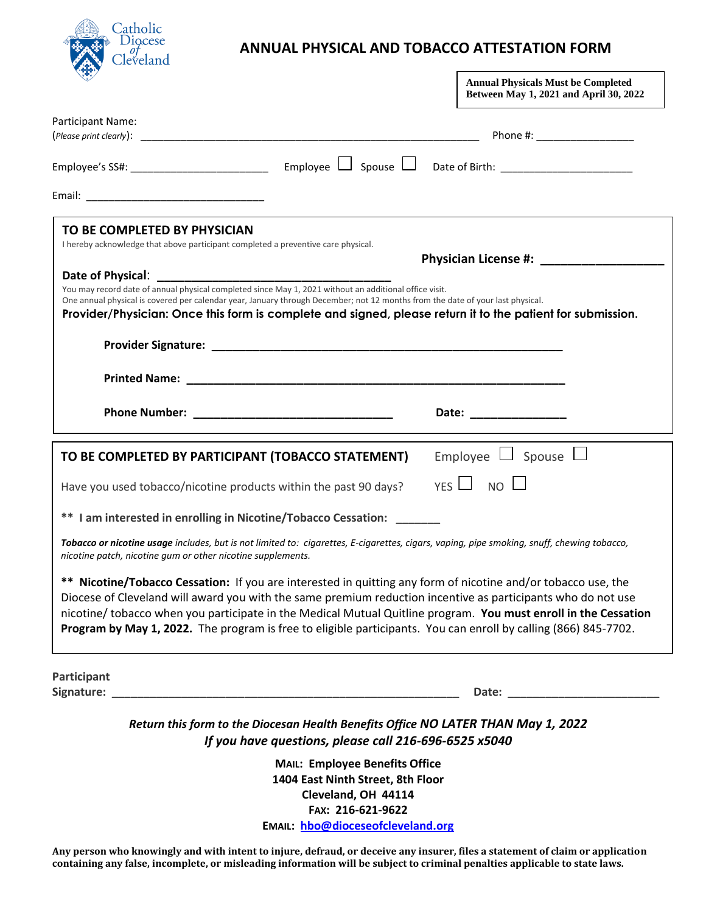Catholic Diocese of Cleveland

# ANNUAL PHYSICAL AND TOBACCO ATTESTATION FORM

**Annual Physicals Must be Completed Between May 1, 2021 and April 30, 2022**

Participant Name:
(*Please print clearly*): ________________________________________________ Phone #: _______________

Employee's SS#: ______________________ Employee ☐ Spouse ☐ Date of Birth: ______________________

Email: ______________________________

## TO BE COMPLETED BY PHYSICIAN

I hereby acknowledge that above participant completed a preventive care physical.

**Physician License #:** __________________

**Date of Physical**: ___________________________________

You may record date of annual physical completed since May 1, 2021 without an additional office visit.
One annual physical is covered per calendar year, January through December; not 12 months from the date of your last physical.

**Provider/Physician: Once this form is complete and signed, please return it to the patient for submission.**

**Provider Signature:** ______________________________________________________

**Printed Name:** _________________________________________________________

**Phone Number:** ______________________________ **Date:** _______________

## TO BE COMPLETED BY PARTICIPANT (TOBACCO STATEMENT)

Employee ☐ Spouse ☐

Have you used tobacco/nicotine products within the past 90 days? YES ☐ NO ☐

**\*\* I am interested in enrolling in Nicotine/Tobacco Cessation:** _______

***Tobacco or nicotine usage*** *includes, but is not limited to: cigarettes, E-cigarettes, cigars, vaping, pipe smoking, snuff, chewing tobacco, nicotine patch, nicotine gum or other nicotine supplements.*

**\*\* Nicotine/Tobacco Cessation:** If you are interested in quitting any form of nicotine and/or tobacco use, the Diocese of Cleveland will award you with the same premium reduction incentive as participants who do not use nicotine/ tobacco when you participate in the Medical Mutual Quitline program. **You must enroll in the Cessation Program by May 1, 2022.** The program is free to eligible participants. You can enroll by calling (866) 845-7702.

**Participant Signature:** ______________________________________________________ **Date:** ______________________

***Return this form to the Diocesan Health Benefits Office NO LATER THAN May 1, 2022***
***If you have questions, please call 216-696-6525 x5040***

**MAIL: Employee Benefits Office**
**1404 East Ninth Street, 8th Floor**
**Cleveland, OH 44114**
**FAX: 216-621-9622**
**EMAIL: hbo@dioceseofcleveland.org**

**Any person who knowingly and with intent to injure, defraud, or deceive any insurer, files a statement of claim or application containing any false, incomplete, or misleading information will be subject to criminal penalties applicable to state laws.**